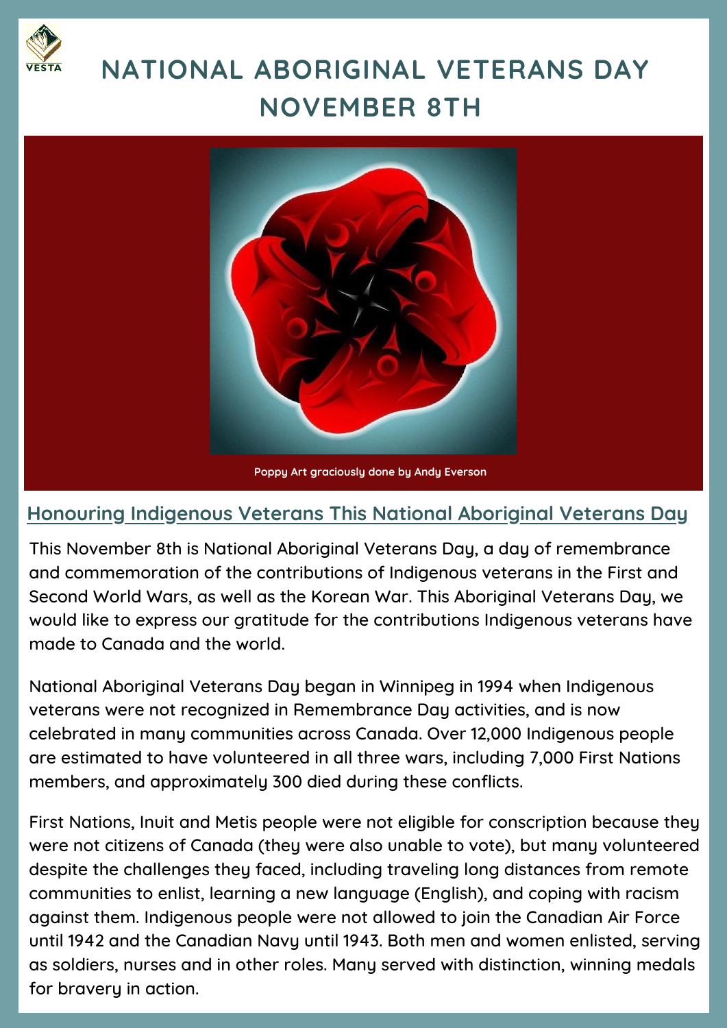# NATIONAL ABORIGINAL VETERANS DAY NOVEMBER 8TH

Poppy Art graciously done by Andy Everson

## Honouring Indigenous Veterans This National Aboriginal Veterans Day

This November 8th is National Aboriginal Veterans Day, a day of remembrance and commemoration of the contributions of Indigenous veterans in the First and Second World Wars, as well as the Korean War. This Aboriginal Veterans Day, we would like to express our gratitude for the contributions Indigenous veterans have made to Canada and the world.

National Aboriginal Veterans Day began in Winnipeg in 1994 when Indigenous veterans were not recognized in Remembrance Day activities, and is now celebrated in many communities across Canada. Over 12,000 Indigenous people are estimated to have volunteered in all three wars, including 7,000 First Nations members, and approximately 300 died during these conflicts.

First Nations, Inuit and Metis people were not eligible for conscription because they were not citizens of Canada (they were also unable to vote), but many volunteered despite the challenges they faced, including traveling long distances from remote communities to enlist, learning a new language (English), and coping with racism against them. Indigenous people were not allowed to join the Canadian Air Force until 1942 and the Canadian Navy until 1943. Both men and women enlisted, serving as soldiers, nurses and in other roles. Many served with distinction, winning medals for bravery in action.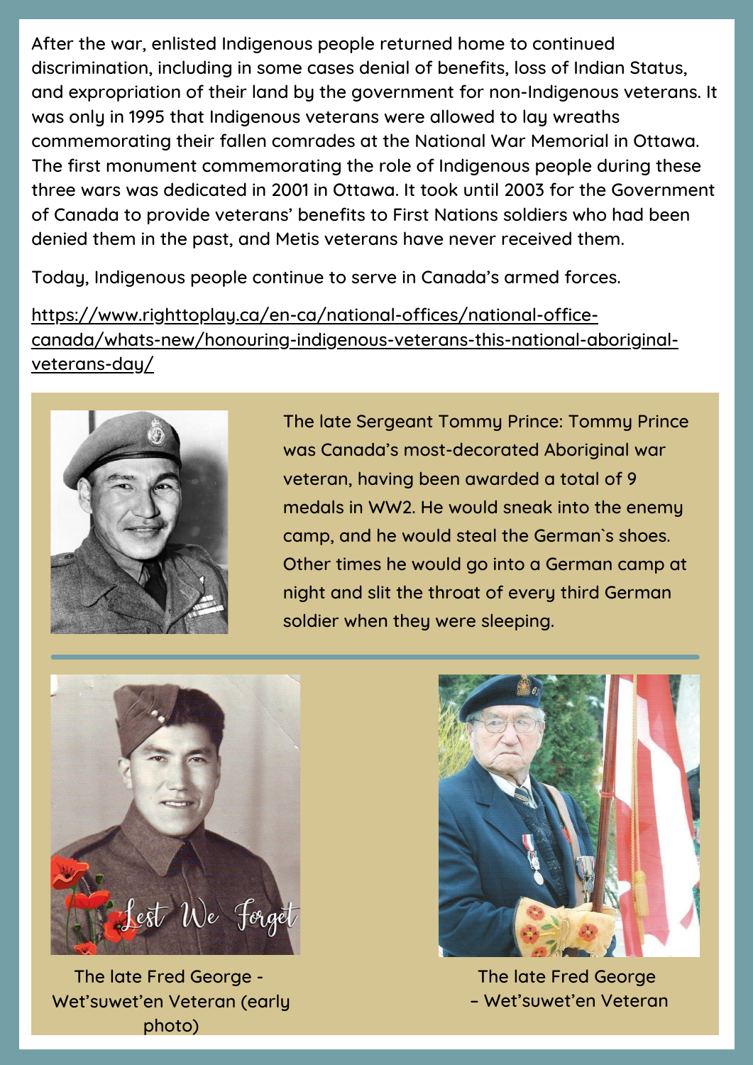After the war, enlisted Indigenous people returned home to continued discrimination, including in some cases denial of benefits, loss of Indian Status, and expropriation of their land by the government for non-Indigenous veterans. It was only in 1995 that Indigenous veterans were allowed to lay wreaths commemorating their fallen comrades at the National War Memorial in Ottawa. The first monument commemorating the role of Indigenous people during these three wars was dedicated in 2001 in Ottawa. It took until 2003 for the Government of Canada to provide veterans' benefits to First Nations soldiers who had been denied them in the past, and Metis veterans have never received them.

Today, Indigenous people continue to serve in Canada's armed forces.

https://www.righttoplay.ca/en-ca/national-offices/national-office-canada/whats-new/honouring-indigenous-veterans-this-national-aboriginal-veterans-day/

The late Sergeant Tommy Prince: Tommy Prince was Canada's most-decorated Aboriginal war veteran, having been awarded a total of 9 medals in WW2. He would sneak into the enemy camp, and he would steal the German`s shoes. Other times he would go into a German camp at night and slit the throat of every third German soldier when they were sleeping.

Lest We Forget

The late Fred George - Wet'suwet'en Veteran (early photo)

The late Fred George – Wet'suwet'en Veteran